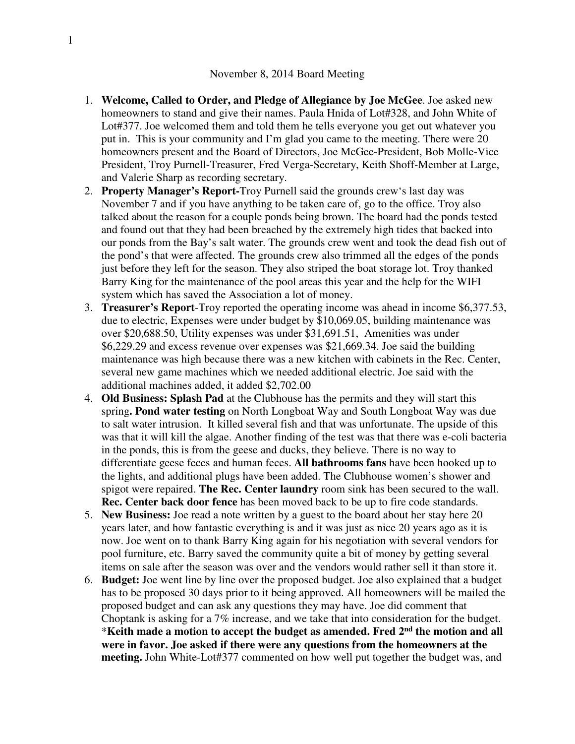November 8, 2014 Board Meeting

1. **Welcome, Called to Order, and Pledge of Allegiance by Joe McGee**. Joe asked new homeowners to stand and give their names. Paula Hnida of Lot#328, and John White of Lot#377. Joe welcomed them and told them he tells everyone you get out whatever you put in. This is your community and I'm glad you came to the meeting. There were 20 homeowners present and the Board of Directors, Joe McGee-President, Bob Molle-Vice President, Troy Purnell-Treasurer, Fred Verga-Secretary, Keith Shoff-Member at Large, and Valerie Sharp as recording secretary.
2. **Property Manager's Report-**Troy Purnell said the grounds crew's last day was November 7 and if you have anything to be taken care of, go to the office. Troy also talked about the reason for a couple ponds being brown. The board had the ponds tested and found out that they had been breached by the extremely high tides that backed into our ponds from the Bay's salt water. The grounds crew went and took the dead fish out of the pond's that were affected. The grounds crew also trimmed all the edges of the ponds just before they left for the season. They also striped the boat storage lot. Troy thanked Barry King for the maintenance of the pool areas this year and the help for the WIFI system which has saved the Association a lot of money.
3. **Treasurer's Report**-Troy reported the operating income was ahead in income $6,377.53, due to electric, Expenses were under budget by $10,069.05, building maintenance was over $20,688.50, Utility expenses was under $31,691.51, Amenities was under $6,229.29 and excess revenue over expenses was $21,669.34. Joe said the building maintenance was high because there was a new kitchen with cabinets in the Rec. Center, several new game machines which we needed additional electric. Joe said with the additional machines added, it added $2,702.00
4. **Old Business: Splash Pad** at the Clubhouse has the permits and they will start this spring**. Pond water testing** on North Longboat Way and South Longboat Way was due to salt water intrusion. It killed several fish and that was unfortunate. The upside of this was that it will kill the algae. Another finding of the test was that there was e-coli bacteria in the ponds, this is from the geese and ducks, they believe. There is no way to differentiate geese feces and human feces. **All bathrooms fans** have been hooked up to the lights, and additional plugs have been added. The Clubhouse women's shower and spigot were repaired. **The Rec. Center laundry** room sink has been secured to the wall. **Rec. Center back door fence** has been moved back to be up to fire code standards.
5. **New Business:** Joe read a note written by a guest to the board about her stay here 20 years later, and how fantastic everything is and it was just as nice 20 years ago as it is now. Joe went on to thank Barry King again for his negotiation with several vendors for pool furniture, etc. Barry saved the community quite a bit of money by getting several items on sale after the season was over and the vendors would rather sell it than store it.
6. **Budget:** Joe went line by line over the proposed budget. Joe also explained that a budget has to be proposed 30 days prior to it being approved. All homeowners will be mailed the proposed budget and can ask any questions they may have. Joe did comment that Choptank is asking for a 7% increase, and we take that into consideration for the budget. ***Keith made a motion to accept the budget as amended. Fred 2nd the motion and all were in favor. Joe asked if there were any questions from the homeowners at the meeting.** John White-Lot#377 commented on how well put together the budget was, and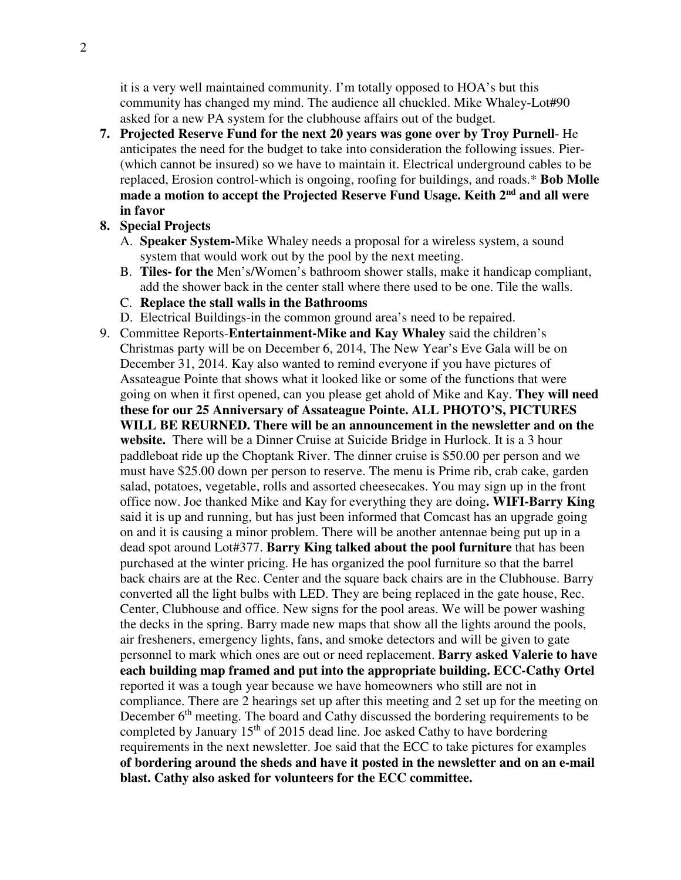it is a very well maintained community. I'm totally opposed to HOA's but this community has changed my mind. The audience all chuckled. Mike Whaley-Lot#90 asked for a new PA system for the clubhouse affairs out of the budget.

7. **Projected Reserve Fund for the next 20 years was gone over by Troy Purnell**- He anticipates the need for the budget to take into consideration the following issues. Pier-(which cannot be insured) so we have to maintain it. Electrical underground cables to be replaced, Erosion control-which is ongoing, roofing for buildings, and roads.* **Bob Molle made a motion to accept the Projected Reserve Fund Usage. Keith 2nd and all were in favor**
8. **Special Projects**
   A. **Speaker System-**Mike Whaley needs a proposal for a wireless system, a sound system that would work out by the pool by the next meeting.
   B. **Tiles- for the** Men's/Women's bathroom shower stalls, make it handicap compliant, add the shower back in the center stall where there used to be one. Tile the walls.
   C. **Replace the stall walls in the Bathrooms**
   D. Electrical Buildings-in the common ground area's need to be repaired.
9. Committee Reports-**Entertainment-Mike and Kay Whaley** said the children's Christmas party will be on December 6, 2014, The New Year's Eve Gala will be on December 31, 2014. Kay also wanted to remind everyone if you have pictures of Assateague Pointe that shows what it looked like or some of the functions that were going on when it first opened, can you please get ahold of Mike and Kay. **They will need these for our 25 Anniversary of Assateague Pointe. ALL PHOTO'S, PICTURES WILL BE REURNED. There will be an announcement in the newsletter and on the website.** There will be a Dinner Cruise at Suicide Bridge in Hurlock. It is a 3 hour paddleboat ride up the Choptank River. The dinner cruise is $50.00 per person and we must have $25.00 down per person to reserve. The menu is Prime rib, crab cake, garden salad, potatoes, vegetable, rolls and assorted cheesecakes. You may sign up in the front office now. Joe thanked Mike and Kay for everything they are doing**. WIFI-Barry King** said it is up and running, but has just been informed that Comcast has an upgrade going on and it is causing a minor problem. There will be another antennae being put up in a dead spot around Lot#377. **Barry King talked about the pool furniture** that has been purchased at the winter pricing. He has organized the pool furniture so that the barrel back chairs are at the Rec. Center and the square back chairs are in the Clubhouse. Barry converted all the light bulbs with LED. They are being replaced in the gate house, Rec. Center, Clubhouse and office. New signs for the pool areas. We will be power washing the decks in the spring. Barry made new maps that show all the lights around the pools, air fresheners, emergency lights, fans, and smoke detectors and will be given to gate personnel to mark which ones are out or need replacement. **Barry asked Valerie to have each building map framed and put into the appropriate building. ECC-Cathy Ortel** reported it was a tough year because we have homeowners who still are not in compliance. There are 2 hearings set up after this meeting and 2 set up for the meeting on December 6th meeting. The board and Cathy discussed the bordering requirements to be completed by January 15th of 2015 dead line. Joe asked Cathy to have bordering requirements in the next newsletter. Joe said that the ECC to take pictures for examples **of bordering around the sheds and have it posted in the newsletter and on an e-mail blast. Cathy also asked for volunteers for the ECC committee.**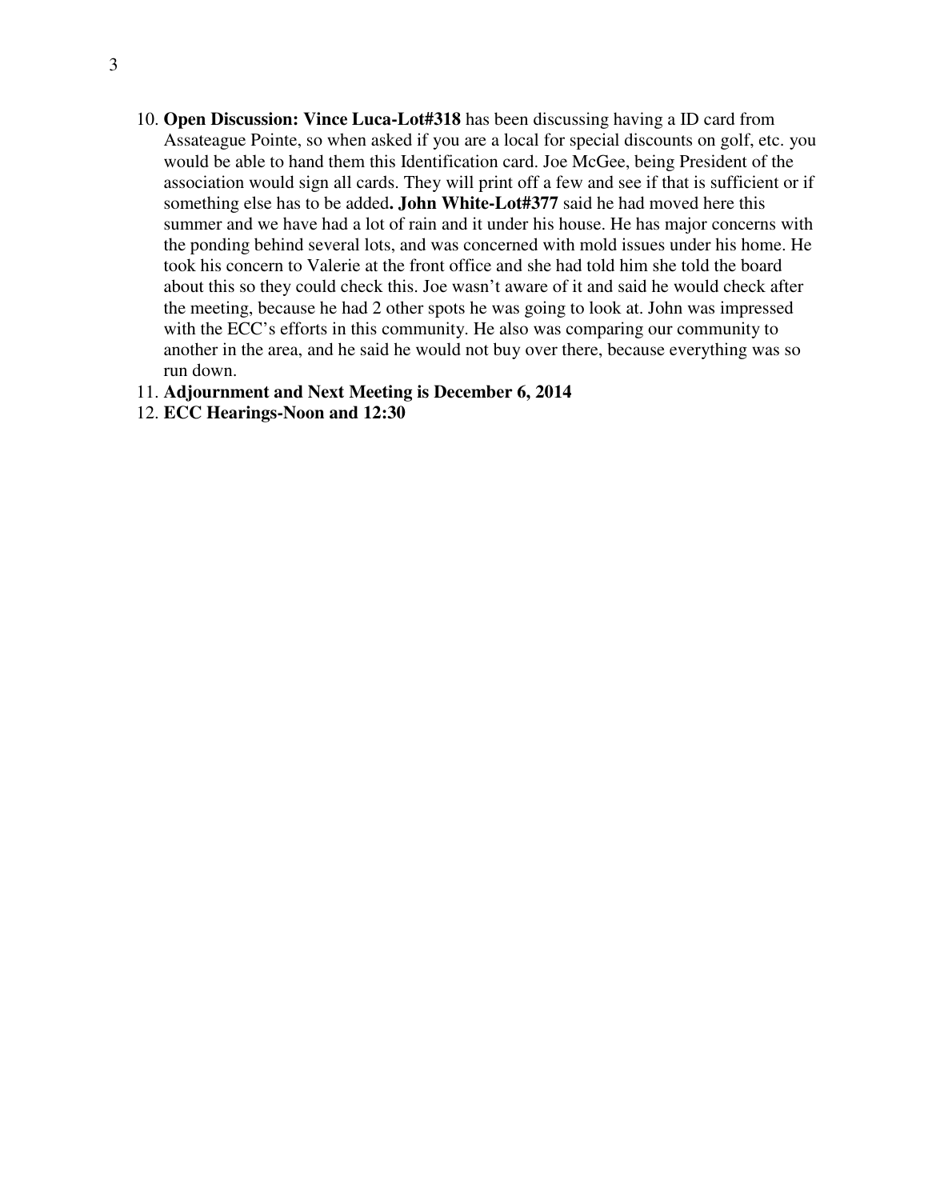10. **Open Discussion: Vince Luca-Lot#318** has been discussing having a ID card from Assateague Pointe, so when asked if you are a local for special discounts on golf, etc. you would be able to hand them this Identification card. Joe McGee, being President of the association would sign all cards. They will print off a few and see if that is sufficient or if something else has to be added**. John White-Lot#377** said he had moved here this summer and we have had a lot of rain and it under his house. He has major concerns with the ponding behind several lots, and was concerned with mold issues under his home. He took his concern to Valerie at the front office and she had told him she told the board about this so they could check this. Joe wasn't aware of it and said he would check after the meeting, because he had 2 other spots he was going to look at. John was impressed with the ECC's efforts in this community. He also was comparing our community to another in the area, and he said he would not buy over there, because everything was so run down.
11. **Adjournment and Next Meeting is December 6, 2014**
12. **ECC Hearings-Noon and 12:30**